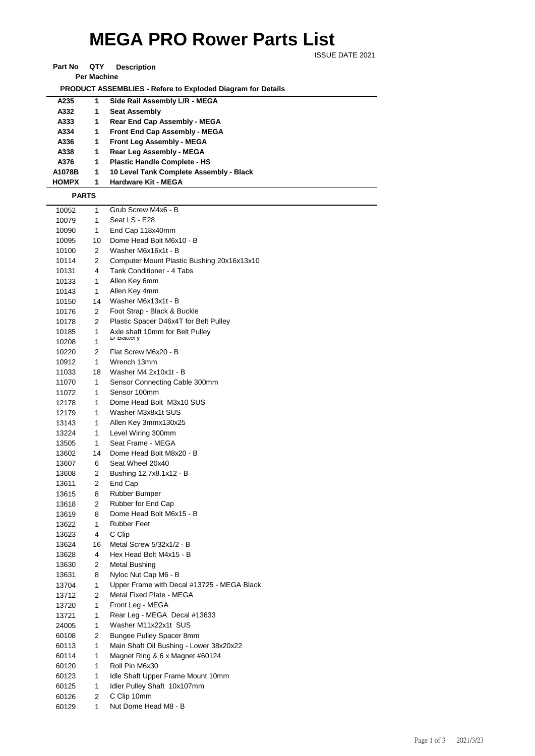# MEGA PRO Rower Parts List

ISSUE DATE 2021

| Part No | QTY Per Machine | Description |
|---|---|---|
| **PRODUCT ASSEMBLIES - Refere to Exploded Diagram for Details** | | |
| **A235** | **1** | **Side Rail Assembly L/R - MEGA** |
| **A332** | **1** | **Seat Assembly** |
| **A333** | **1** | **Rear End Cap Assembly - MEGA** |
| **A334** | **1** | **Front End Cap Assembly - MEGA** |
| **A336** | **1** | **Front Leg Assembly - MEGA** |
| **A338** | **1** | **Rear Leg Assembly - MEGA** |
| **A376** | **1** | **Plastic Handle Complete - HS** |
| **A1078B** | **1** | **10 Level Tank Complete Assembly - Black** |
| **HOMPX** | **1** | **Hardware Kit - MEGA** |
| **PARTS** | | |
| 10052 | 1 | Grub Screw M4x6 - B |
| 10079 | 1 | Seat LS - E28 |
| 10090 | 1 | End Cap 118x40mm |
| 10095 | 10 | Dome Head Bolt M6x10 - B |
| 10100 | 2 | Washer M6x16x1t - B |
| 10114 | 2 | Computer Mount Plastic Bushing 20x16x13x10 |
| 10131 | 4 | Tank Conditioner - 4 Tabs |
| 10133 | 1 | Allen Key 6mm |
| 10143 | 1 | Allen Key 4mm |
| 10150 | 14 | Washer M6x13x1t - B |
| 10176 | 2 | Foot Strap - Black & Buckle |
| 10178 | 2 | Plastic Spacer D46x4T for Belt Pulley |
| 10185 | 1 | Axle shaft 10mm for Belt Pulley |
| 10208 | 1 | D Battery |
| 10220 | 2 | Flat Screw M6x20 - B |
| 10912 | 1 | Wrench 13mm |
| 11033 | 18 | Washer M4.2x10x1t - B |
| 11070 | 1 | Sensor Connecting Cable 300mm |
| 11072 | 1 | Sensor 100mm |
| 12178 | 1 | Dome Head Bolt M3x10 SUS |
| 12179 | 1 | Washer M3x8x1t SUS |
| 13143 | 1 | Allen Key 3mmx130x25 |
| 13224 | 1 | Level Wiring 300mm |
| 13505 | 1 | Seat Frame - MEGA |
| 13602 | 14 | Dome Head Bolt M8x20 - B |
| 13607 | 6 | Seat Wheel 20x40 |
| 13608 | 2 | Bushing 12.7x8.1x12 - B |
| 13611 | 2 | End Cap |
| 13615 | 8 | Rubber Bumper |
| 13618 | 2 | Rubber for End Cap |
| 13619 | 8 | Dome Head Bolt M6x15 - B |
| 13622 | 1 | Rubber Feet |
| 13623 | 4 | C Clip |
| 13624 | 16 | Metal Screw 5/32x1/2 - B |
| 13628 | 4 | Hex Head Bolt M4x15 - B |
| 13630 | 2 | Metal Bushing |
| 13631 | 8 | Nyloc Nut Cap M6 - B |
| 13704 | 1 | Upper Frame with Decal #13725 - MEGA Black |
| 13712 | 2 | Metal Fixed Plate - MEGA |
| 13720 | 1 | Front Leg - MEGA |
| 13721 | 1 | Rear Leg - MEGA Decal #13633 |
| 24005 | 1 | Washer M11x22x1t SUS |
| 60108 | 2 | Bungee Pulley Spacer 8mm |
| 60113 | 1 | Main Shaft Oil Bushing - Lower 38x20x22 |
| 60114 | 1 | Magnet Ring & 6 x Magnet #60124 |
| 60120 | 1 | Roll Pin M6x30 |
| 60123 | 1 | Idle Shaft Upper Frame Mount 10mm |
| 60125 | 1 | Idler Pulley Shaft 10x107mm |
| 60126 | 2 | C Clip 10mm |
| 60129 | 1 | Nut Dome Head M8 - B |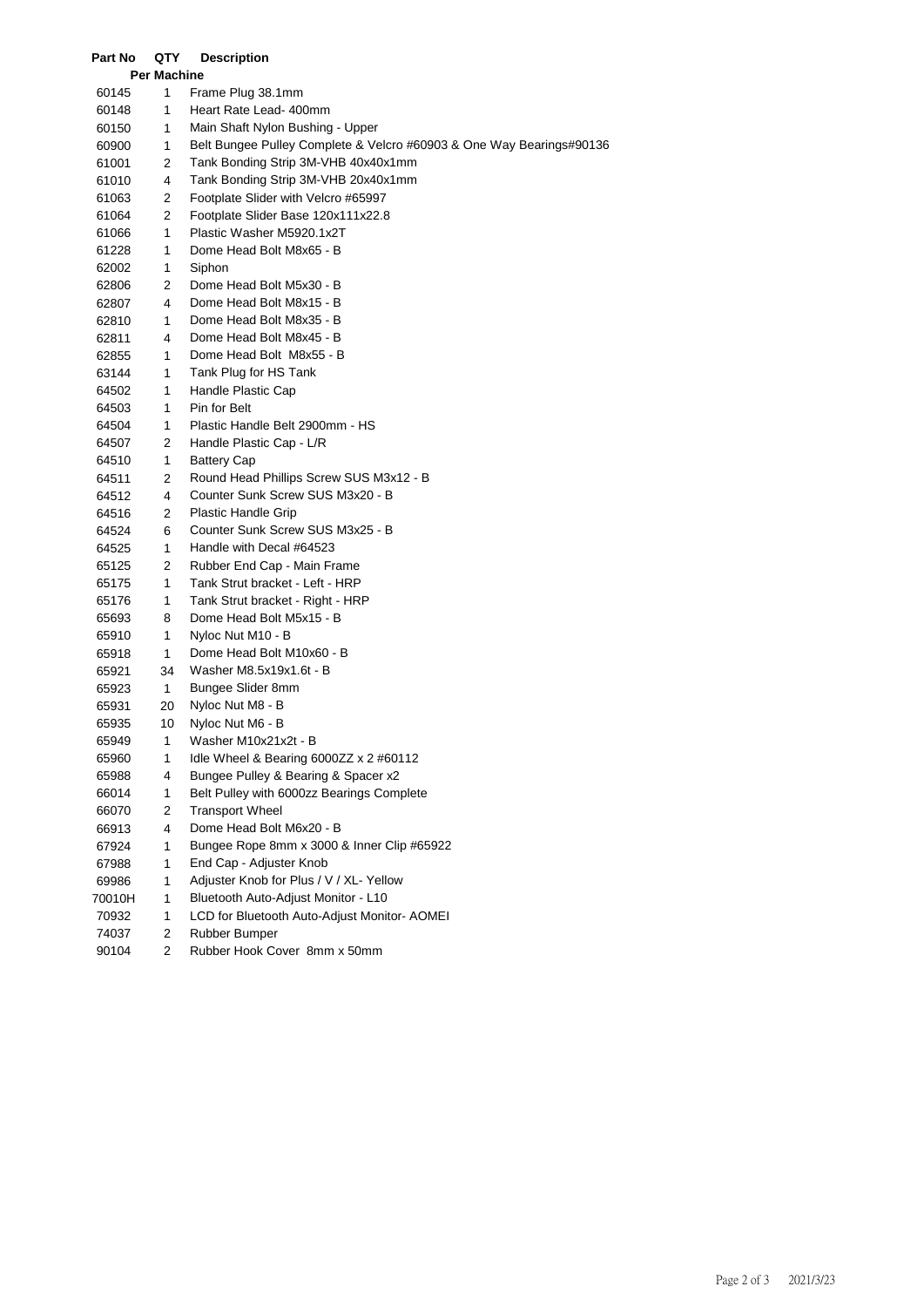| Part No | QTY Per Machine | Description |
|---|---|---|
| 60145 | 1 | Frame Plug 38.1mm |
| 60148 | 1 | Heart Rate Lead- 400mm |
| 60150 | 1 | Main Shaft Nylon Bushing - Upper |
| 60900 | 1 | Belt Bungee Pulley Complete & Velcro #60903 & One Way Bearings#90136 |
| 61001 | 2 | Tank Bonding Strip 3M-VHB 40x40x1mm |
| 61010 | 4 | Tank Bonding Strip 3M-VHB 20x40x1mm |
| 61063 | 2 | Footplate Slider with Velcro #65997 |
| 61064 | 2 | Footplate Slider Base 120x111x22.8 |
| 61066 | 1 | Plastic Washer M5920.1x2T |
| 61228 | 1 | Dome Head Bolt M8x65 - B |
| 62002 | 1 | Siphon |
| 62806 | 2 | Dome Head Bolt M5x30 - B |
| 62807 | 4 | Dome Head Bolt M8x15 - B |
| 62810 | 1 | Dome Head Bolt M8x35 - B |
| 62811 | 4 | Dome Head Bolt M8x45 - B |
| 62855 | 1 | Dome Head Bolt M8x55 - B |
| 63144 | 1 | Tank Plug for HS Tank |
| 64502 | 1 | Handle Plastic Cap |
| 64503 | 1 | Pin for Belt |
| 64504 | 1 | Plastic Handle Belt 2900mm - HS |
| 64507 | 2 | Handle Plastic Cap - L/R |
| 64510 | 1 | Battery Cap |
| 64511 | 2 | Round Head Phillips Screw SUS M3x12 - B |
| 64512 | 4 | Counter Sunk Screw SUS M3x20 - B |
| 64516 | 2 | Plastic Handle Grip |
| 64524 | 6 | Counter Sunk Screw SUS M3x25 - B |
| 64525 | 1 | Handle with Decal #64523 |
| 65125 | 2 | Rubber End Cap - Main Frame |
| 65175 | 1 | Tank Strut bracket - Left - HRP |
| 65176 | 1 | Tank Strut bracket - Right - HRP |
| 65693 | 8 | Dome Head Bolt M5x15 - B |
| 65910 | 1 | Nyloc Nut M10 - B |
| 65918 | 1 | Dome Head Bolt M10x60 - B |
| 65921 | 34 | Washer M8.5x19x1.6t - B |
| 65923 | 1 | Bungee Slider 8mm |
| 65931 | 20 | Nyloc Nut M8 - B |
| 65935 | 10 | Nyloc Nut M6 - B |
| 65949 | 1 | Washer M10x21x2t - B |
| 65960 | 1 | Idle Wheel & Bearing 6000ZZ x 2 #60112 |
| 65988 | 4 | Bungee Pulley & Bearing & Spacer x2 |
| 66014 | 1 | Belt Pulley with 6000zz Bearings Complete |
| 66070 | 2 | Transport Wheel |
| 66913 | 4 | Dome Head Bolt M6x20 - B |
| 67924 | 1 | Bungee Rope 8mm x 3000 & Inner Clip #65922 |
| 67988 | 1 | End Cap - Adjuster Knob |
| 69986 | 1 | Adjuster Knob for Plus / V / XL- Yellow |
| 70010H | 1 | Bluetooth Auto-Adjust Monitor - L10 |
| 70932 | 1 | LCD for Bluetooth Auto-Adjust Monitor- AOMEI |
| 74037 | 2 | Rubber Bumper |
| 90104 | 2 | Rubber Hook Cover 8mm x 50mm |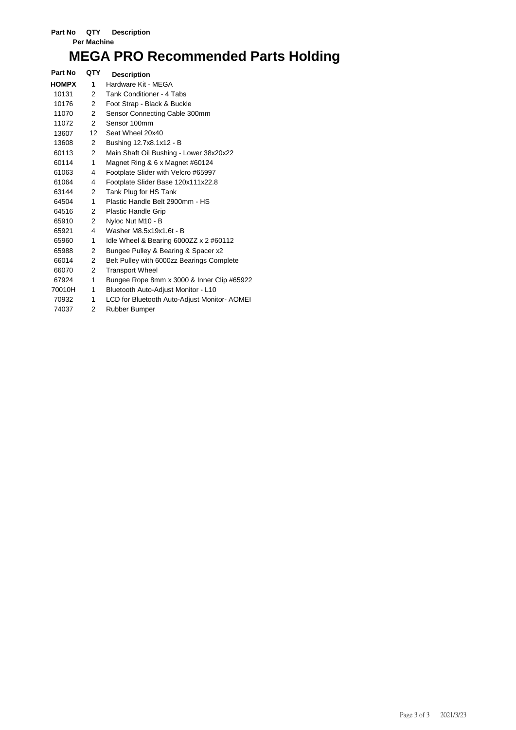**Part No QTY Description**
**Per Machine**

# MEGA PRO Recommended Parts Holding

| Part No | QTY | Description |
| --- | --- | --- |
| **HOMPX** | **1** | Hardware Kit - MEGA |
| 10131 | 2 | Tank Conditioner - 4 Tabs |
| 10176 | 2 | Foot Strap - Black & Buckle |
| 11070 | 2 | Sensor Connecting Cable 300mm |
| 11072 | 2 | Sensor 100mm |
| 13607 | 12 | Seat Wheel 20x40 |
| 13608 | 2 | Bushing 12.7x8.1x12 - B |
| 60113 | 2 | Main Shaft Oil Bushing - Lower 38x20x22 |
| 60114 | 1 | Magnet Ring & 6 x Magnet #60124 |
| 61063 | 4 | Footplate Slider with Velcro #65997 |
| 61064 | 4 | Footplate Slider Base 120x111x22.8 |
| 63144 | 2 | Tank Plug for HS Tank |
| 64504 | 1 | Plastic Handle Belt 2900mm - HS |
| 64516 | 2 | Plastic Handle Grip |
| 65910 | 2 | Nyloc Nut M10 - B |
| 65921 | 4 | Washer M8.5x19x1.6t - B |
| 65960 | 1 | Idle Wheel & Bearing 6000ZZ x 2 #60112 |
| 65988 | 2 | Bungee Pulley & Bearing & Spacer x2 |
| 66014 | 2 | Belt Pulley with 6000zz Bearings Complete |
| 66070 | 2 | Transport Wheel |
| 67924 | 1 | Bungee Rope 8mm x 3000 & Inner Clip #65922 |
| 70010H | 1 | Bluetooth Auto-Adjust Monitor - L10 |
| 70932 | 1 | LCD for Bluetooth Auto-Adjust Monitor- AOMEI |
| 74037 | 2 | Rubber Bumper |